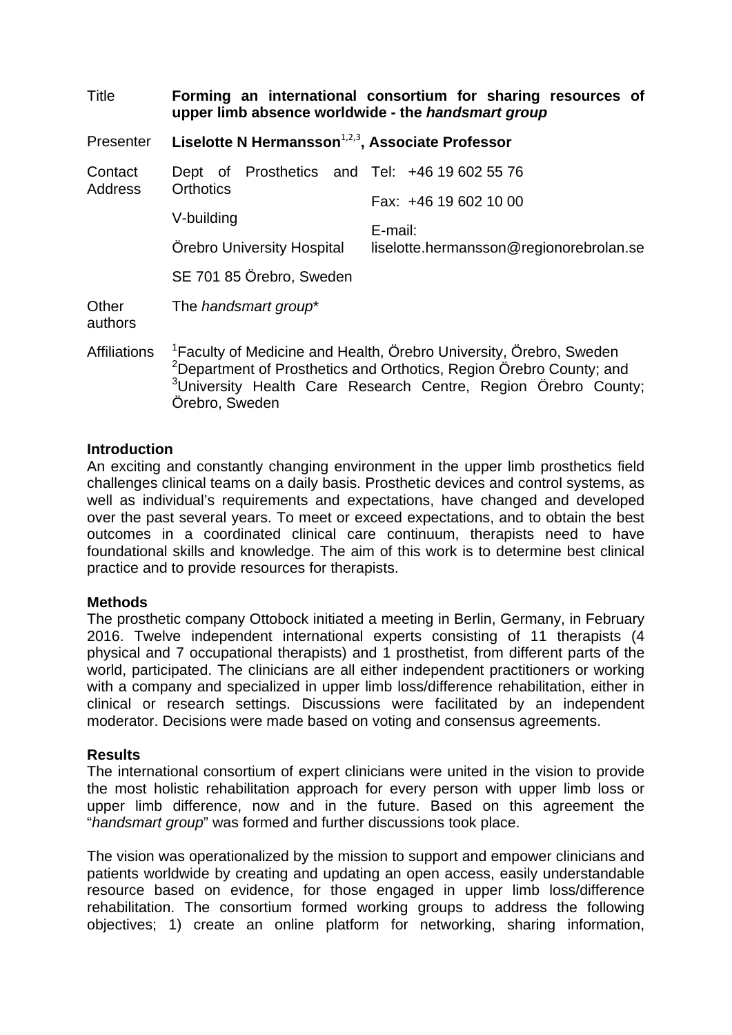| Title | **Forming an international consortium for sharing resources of upper limb absence worldwide - the *handsmart group*** | |
|---|---|---|
| Presenter | **Liselotte N Hermansson**[1,2,3]**, Associate Professor** | |
| Contact Address | Dept of Prosthetics and Orthotics<br>V-building<br>Örebro University Hospital<br>SE 701 85 Örebro, Sweden | Tel: +46 19 602 55 76<br>Fax: +46 19 602 10 00<br>E-mail: liselotte.hermansson@regionorebrolan.se |
| Other authors | The *handsmart group** | |
| Affiliations | [1]Faculty of Medicine and Health, Örebro University, Örebro, Sweden<br>[2]Department of Prosthetics and Orthotics, Region Örebro County; and<br>[3]University Health Care Research Centre, Region Örebro County; Örebro, Sweden | |

**Introduction**

An exciting and constantly changing environment in the upper limb prosthetics field challenges clinical teams on a daily basis. Prosthetic devices and control systems, as well as individual's requirements and expectations, have changed and developed over the past several years. To meet or exceed expectations, and to obtain the best outcomes in a coordinated clinical care continuum, therapists need to have foundational skills and knowledge. The aim of this work is to determine best clinical practice and to provide resources for therapists.

**Methods**

The prosthetic company Ottobock initiated a meeting in Berlin, Germany, in February 2016. Twelve independent international experts consisting of 11 therapists (4 physical and 7 occupational therapists) and 1 prosthetist, from different parts of the world, participated. The clinicians are all either independent practitioners or working with a company and specialized in upper limb loss/difference rehabilitation, either in clinical or research settings. Discussions were facilitated by an independent moderator. Decisions were made based on voting and consensus agreements.

**Results**

The international consortium of expert clinicians were united in the vision to provide the most holistic rehabilitation approach for every person with upper limb loss or upper limb difference, now and in the future. Based on this agreement the "*handsmart group*" was formed and further discussions took place.

The vision was operationalized by the mission to support and empower clinicians and patients worldwide by creating and updating an open access, easily understandable resource based on evidence, for those engaged in upper limb loss/difference rehabilitation. The consortium formed working groups to address the following objectives; 1) create an online platform for networking, sharing information,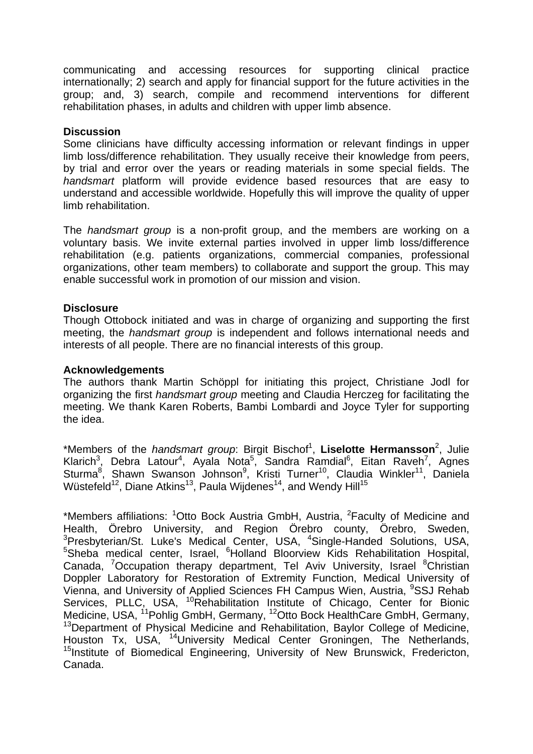communicating and accessing resources for supporting clinical practice internationally; 2) search and apply for financial support for the future activities in the group; and, 3) search, compile and recommend interventions for different rehabilitation phases, in adults and children with upper limb absence.

**Discussion**

Some clinicians have difficulty accessing information or relevant findings in upper limb loss/difference rehabilitation. They usually receive their knowledge from peers, by trial and error over the years or reading materials in some special fields. The *handsmart* platform will provide evidence based resources that are easy to understand and accessible worldwide. Hopefully this will improve the quality of upper limb rehabilitation.

The *handsmart group* is a non-profit group, and the members are working on a voluntary basis. We invite external parties involved in upper limb loss/difference rehabilitation (e.g. patients organizations, commercial companies, professional organizations, other team members) to collaborate and support the group. This may enable successful work in promotion of our mission and vision.

**Disclosure**

Though Ottobock initiated and was in charge of organizing and supporting the first meeting, the *handsmart group* is independent and follows international needs and interests of all people. There are no financial interests of this group.

**Acknowledgements**

The authors thank Martin Schöppl for initiating this project, Christiane Jodl for organizing the first *handsmart group* meeting and Claudia Herczeg for facilitating the meeting. We thank Karen Roberts, Bambi Lombardi and Joyce Tyler for supporting the idea.

*Members of the *handsmart group*: Birgit Bischof[1], **Liselotte Hermansson**[2], Julie Klarich[3], Debra Latour[4], Ayala Nota[5], Sandra Ramdial[6], Eitan Raveh[7], Agnes Sturma[8], Shawn Swanson Johnson[9], Kristi Turner[10], Claudia Winkler[11], Daniela Wüstefeld[12], Diane Atkins[13], Paula Wijdenes[14], and Wendy Hill[15]

*Members affiliations: [1]Otto Bock Austria GmbH, Austria, [2]Faculty of Medicine and Health, Örebro University, and Region Örebro county, Örebro, Sweden, [3]Presbyterian/St. Luke's Medical Center, USA, [4]Single-Handed Solutions, USA, [5]Sheba medical center, Israel, [6]Holland Bloorview Kids Rehabilitation Hospital, Canada, [7]Occupation therapy department, Tel Aviv University, Israel [8]Christian Doppler Laboratory for Restoration of Extremity Function, Medical University of Vienna, and University of Applied Sciences FH Campus Wien, Austria, [9]SSJ Rehab Services, PLLC, USA, [10]Rehabilitation Institute of Chicago, Center for Bionic Medicine, USA, [11]Pohlig GmbH, Germany, [12]Otto Bock HealthCare GmbH, Germany, [13]Department of Physical Medicine and Rehabilitation, Baylor College of Medicine, Houston Tx, USA, [14]University Medical Center Groningen, The Netherlands, [15]Institute of Biomedical Engineering, University of New Brunswick, Fredericton, Canada.